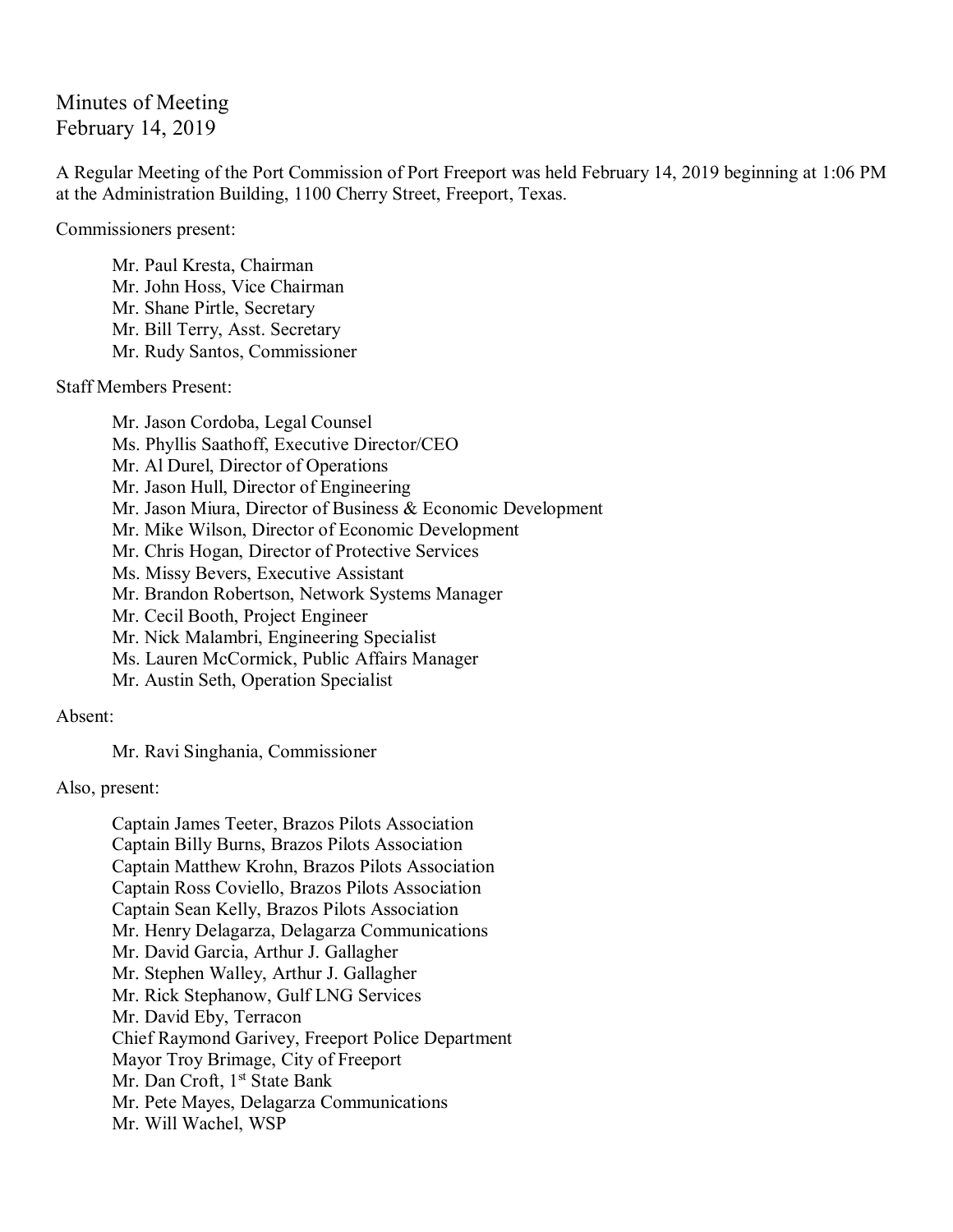# Minutes of Meeting
February 14, 2019

A Regular Meeting of the Port Commission of Port Freeport was held February 14, 2019 beginning at 1:06 PM at the Administration Building, 1100 Cherry Street, Freeport, Texas.

Commissioners present:

- Mr. Paul Kresta, Chairman
- Mr. John Hoss, Vice Chairman
- Mr. Shane Pirtle, Secretary
- Mr. Bill Terry, Asst. Secretary
- Mr. Rudy Santos, Commissioner

Staff Members Present:

- Mr. Jason Cordoba, Legal Counsel
- Ms. Phyllis Saathoff, Executive Director/CEO
- Mr. Al Durel, Director of Operations
- Mr. Jason Hull, Director of Engineering
- Mr. Jason Miura, Director of Business & Economic Development
- Mr. Mike Wilson, Director of Economic Development
- Mr. Chris Hogan, Director of Protective Services
- Ms. Missy Bevers, Executive Assistant
- Mr. Brandon Robertson, Network Systems Manager
- Mr. Cecil Booth, Project Engineer
- Mr. Nick Malambri, Engineering Specialist
- Ms. Lauren McCormick, Public Affairs Manager
- Mr. Austin Seth, Operation Specialist

Absent:

- Mr. Ravi Singhania, Commissioner

Also, present:

- Captain James Teeter, Brazos Pilots Association
- Captain Billy Burns, Brazos Pilots Association
- Captain Matthew Krohn, Brazos Pilots Association
- Captain Ross Coviello, Brazos Pilots Association
- Captain Sean Kelly, Brazos Pilots Association
- Mr. Henry Delagarza, Delagarza Communications
- Mr. David Garcia, Arthur J. Gallagher
- Mr. Stephen Walley, Arthur J. Gallagher
- Mr. Rick Stephanow, Gulf LNG Services
- Mr. David Eby, Terracon
- Chief Raymond Garivey, Freeport Police Department
- Mayor Troy Brimage, City of Freeport
- Mr. Dan Croft, 1st State Bank
- Mr. Pete Mayes, Delagarza Communications
- Mr. Will Wachel, WSP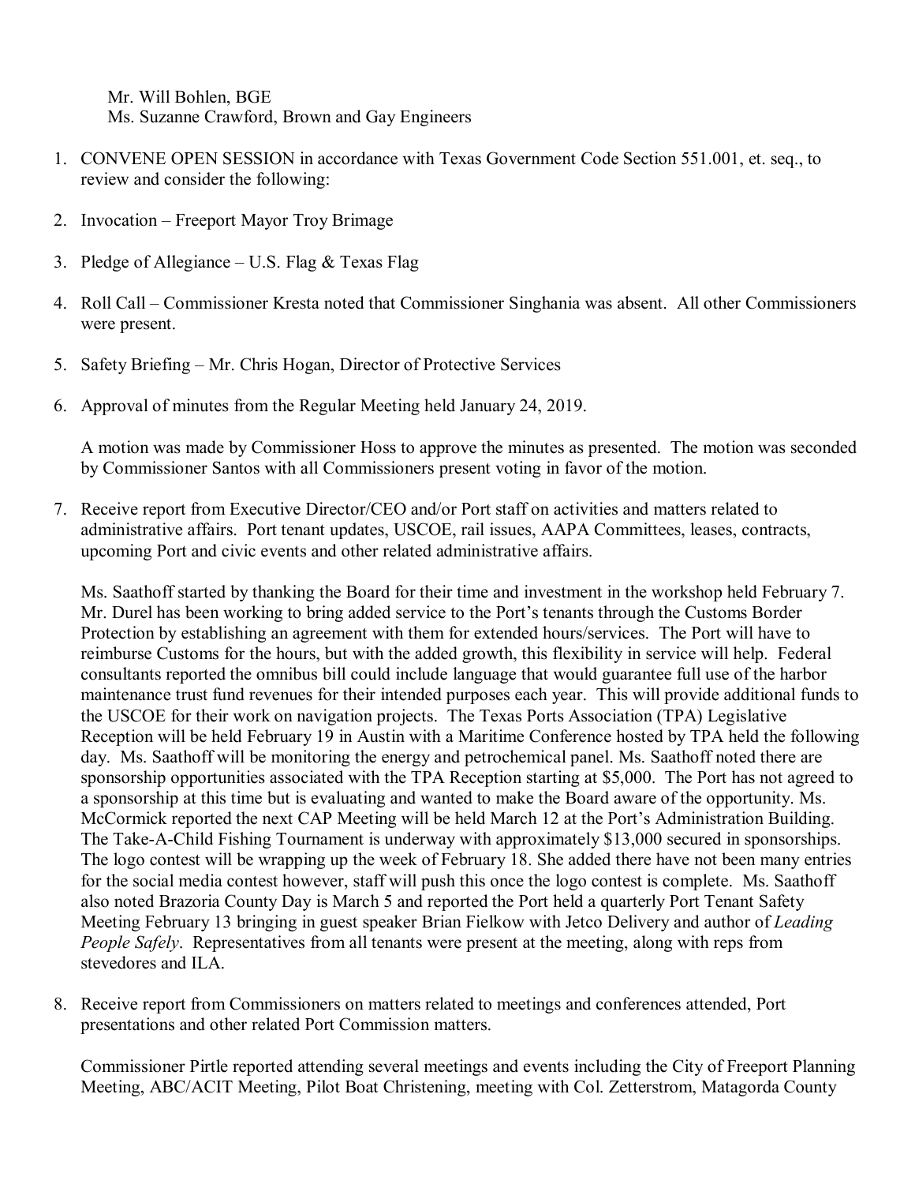Mr. Will Bohlen, BGE
Ms. Suzanne Crawford, Brown and Gay Engineers

1. CONVENE OPEN SESSION in accordance with Texas Government Code Section 551.001, et. seq., to review and consider the following:

2. Invocation – Freeport Mayor Troy Brimage

3. Pledge of Allegiance – U.S. Flag & Texas Flag

4. Roll Call – Commissioner Kresta noted that Commissioner Singhania was absent. All other Commissioners were present.

5. Safety Briefing – Mr. Chris Hogan, Director of Protective Services

6. Approval of minutes from the Regular Meeting held January 24, 2019.

   A motion was made by Commissioner Hoss to approve the minutes as presented. The motion was seconded by Commissioner Santos with all Commissioners present voting in favor of the motion.

7. Receive report from Executive Director/CEO and/or Port staff on activities and matters related to administrative affairs. Port tenant updates, USCOE, rail issues, AAPA Committees, leases, contracts, upcoming Port and civic events and other related administrative affairs.

   Ms. Saathoff started by thanking the Board for their time and investment in the workshop held February 7. Mr. Durel has been working to bring added service to the Port's tenants through the Customs Border Protection by establishing an agreement with them for extended hours/services. The Port will have to reimburse Customs for the hours, but with the added growth, this flexibility in service will help. Federal consultants reported the omnibus bill could include language that would guarantee full use of the harbor maintenance trust fund revenues for their intended purposes each year. This will provide additional funds to the USCOE for their work on navigation projects. The Texas Ports Association (TPA) Legislative Reception will be held February 19 in Austin with a Maritime Conference hosted by TPA held the following day. Ms. Saathoff will be monitoring the energy and petrochemical panel. Ms. Saathoff noted there are sponsorship opportunities associated with the TPA Reception starting at $5,000. The Port has not agreed to a sponsorship at this time but is evaluating and wanted to make the Board aware of the opportunity. Ms. McCormick reported the next CAP Meeting will be held March 12 at the Port's Administration Building. The Take-A-Child Fishing Tournament is underway with approximately $13,000 secured in sponsorships. The logo contest will be wrapping up the week of February 18. She added there have not been many entries for the social media contest however, staff will push this once the logo contest is complete. Ms. Saathoff also noted Brazoria County Day is March 5 and reported the Port held a quarterly Port Tenant Safety Meeting February 13 bringing in guest speaker Brian Fielkow with Jetco Delivery and author of *Leading People Safely*. Representatives from all tenants were present at the meeting, along with reps from stevedores and ILA.

8. Receive report from Commissioners on matters related to meetings and conferences attended, Port presentations and other related Port Commission matters.

   Commissioner Pirtle reported attending several meetings and events including the City of Freeport Planning Meeting, ABC/ACIT Meeting, Pilot Boat Christening, meeting with Col. Zetterstrom, Matagorda County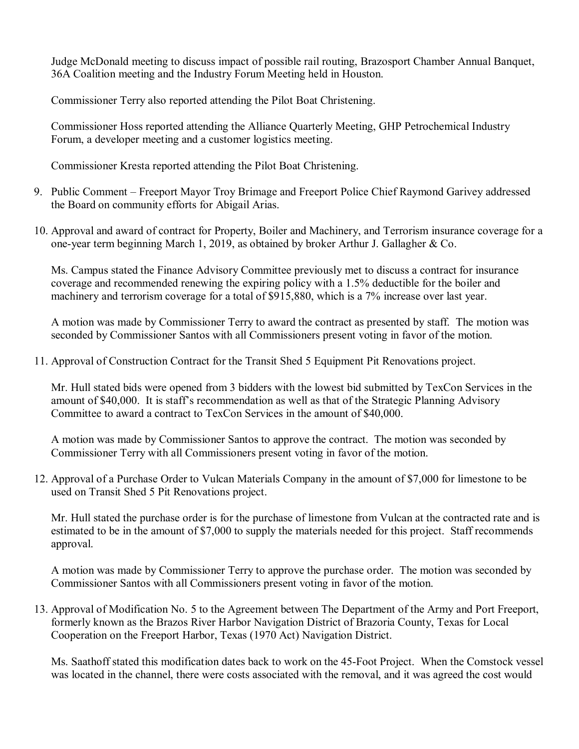Judge McDonald meeting to discuss impact of possible rail routing, Brazosport Chamber Annual Banquet, 36A Coalition meeting and the Industry Forum Meeting held in Houston.

Commissioner Terry also reported attending the Pilot Boat Christening.

Commissioner Hoss reported attending the Alliance Quarterly Meeting, GHP Petrochemical Industry Forum, a developer meeting and a customer logistics meeting.

Commissioner Kresta reported attending the Pilot Boat Christening.

9. Public Comment – Freeport Mayor Troy Brimage and Freeport Police Chief Raymond Garivey addressed the Board on community efforts for Abigail Arias.

10. Approval and award of contract for Property, Boiler and Machinery, and Terrorism insurance coverage for a one-year term beginning March 1, 2019, as obtained by broker Arthur J. Gallagher & Co.

    Ms. Campus stated the Finance Advisory Committee previously met to discuss a contract for insurance coverage and recommended renewing the expiring policy with a 1.5% deductible for the boiler and machinery and terrorism coverage for a total of $915,880, which is a 7% increase over last year.

    A motion was made by Commissioner Terry to award the contract as presented by staff. The motion was seconded by Commissioner Santos with all Commissioners present voting in favor of the motion.

11. Approval of Construction Contract for the Transit Shed 5 Equipment Pit Renovations project.

    Mr. Hull stated bids were opened from 3 bidders with the lowest bid submitted by TexCon Services in the amount of $40,000. It is staff's recommendation as well as that of the Strategic Planning Advisory Committee to award a contract to TexCon Services in the amount of $40,000.

    A motion was made by Commissioner Santos to approve the contract. The motion was seconded by Commissioner Terry with all Commissioners present voting in favor of the motion.

12. Approval of a Purchase Order to Vulcan Materials Company in the amount of $7,000 for limestone to be used on Transit Shed 5 Pit Renovations project.

    Mr. Hull stated the purchase order is for the purchase of limestone from Vulcan at the contracted rate and is estimated to be in the amount of $7,000 to supply the materials needed for this project. Staff recommends approval.

    A motion was made by Commissioner Terry to approve the purchase order. The motion was seconded by Commissioner Santos with all Commissioners present voting in favor of the motion.

13. Approval of Modification No. 5 to the Agreement between The Department of the Army and Port Freeport, formerly known as the Brazos River Harbor Navigation District of Brazoria County, Texas for Local Cooperation on the Freeport Harbor, Texas (1970 Act) Navigation District.

    Ms. Saathoff stated this modification dates back to work on the 45-Foot Project. When the Comstock vessel was located in the channel, there were costs associated with the removal, and it was agreed the cost would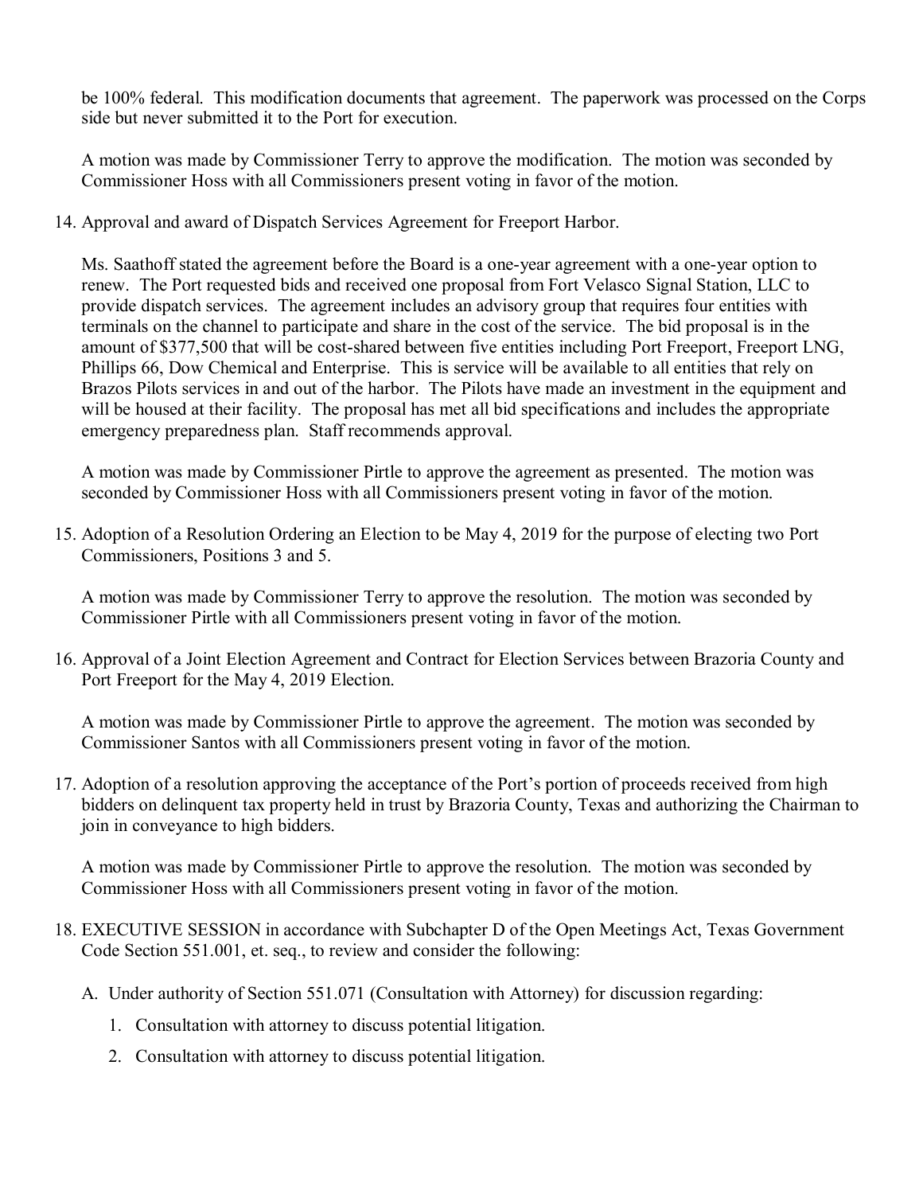be 100% federal. This modification documents that agreement. The paperwork was processed on the Corps side but never submitted it to the Port for execution.

A motion was made by Commissioner Terry to approve the modification. The motion was seconded by Commissioner Hoss with all Commissioners present voting in favor of the motion.

14. Approval and award of Dispatch Services Agreement for Freeport Harbor.

    Ms. Saathoff stated the agreement before the Board is a one-year agreement with a one-year option to renew. The Port requested bids and received one proposal from Fort Velasco Signal Station, LLC to provide dispatch services. The agreement includes an advisory group that requires four entities with terminals on the channel to participate and share in the cost of the service. The bid proposal is in the amount of $377,500 that will be cost-shared between five entities including Port Freeport, Freeport LNG, Phillips 66, Dow Chemical and Enterprise. This is service will be available to all entities that rely on Brazos Pilots services in and out of the harbor. The Pilots have made an investment in the equipment and will be housed at their facility. The proposal has met all bid specifications and includes the appropriate emergency preparedness plan. Staff recommends approval.

    A motion was made by Commissioner Pirtle to approve the agreement as presented. The motion was seconded by Commissioner Hoss with all Commissioners present voting in favor of the motion.

15. Adoption of a Resolution Ordering an Election to be May 4, 2019 for the purpose of electing two Port Commissioners, Positions 3 and 5.

    A motion was made by Commissioner Terry to approve the resolution. The motion was seconded by Commissioner Pirtle with all Commissioners present voting in favor of the motion.

16. Approval of a Joint Election Agreement and Contract for Election Services between Brazoria County and Port Freeport for the May 4, 2019 Election.

    A motion was made by Commissioner Pirtle to approve the agreement. The motion was seconded by Commissioner Santos with all Commissioners present voting in favor of the motion.

17. Adoption of a resolution approving the acceptance of the Port's portion of proceeds received from high bidders on delinquent tax property held in trust by Brazoria County, Texas and authorizing the Chairman to join in conveyance to high bidders.

    A motion was made by Commissioner Pirtle to approve the resolution. The motion was seconded by Commissioner Hoss with all Commissioners present voting in favor of the motion.

18. EXECUTIVE SESSION in accordance with Subchapter D of the Open Meetings Act, Texas Government Code Section 551.001, et. seq., to review and consider the following:

    A. Under authority of Section 551.071 (Consultation with Attorney) for discussion regarding:

       1. Consultation with attorney to discuss potential litigation.
       2. Consultation with attorney to discuss potential litigation.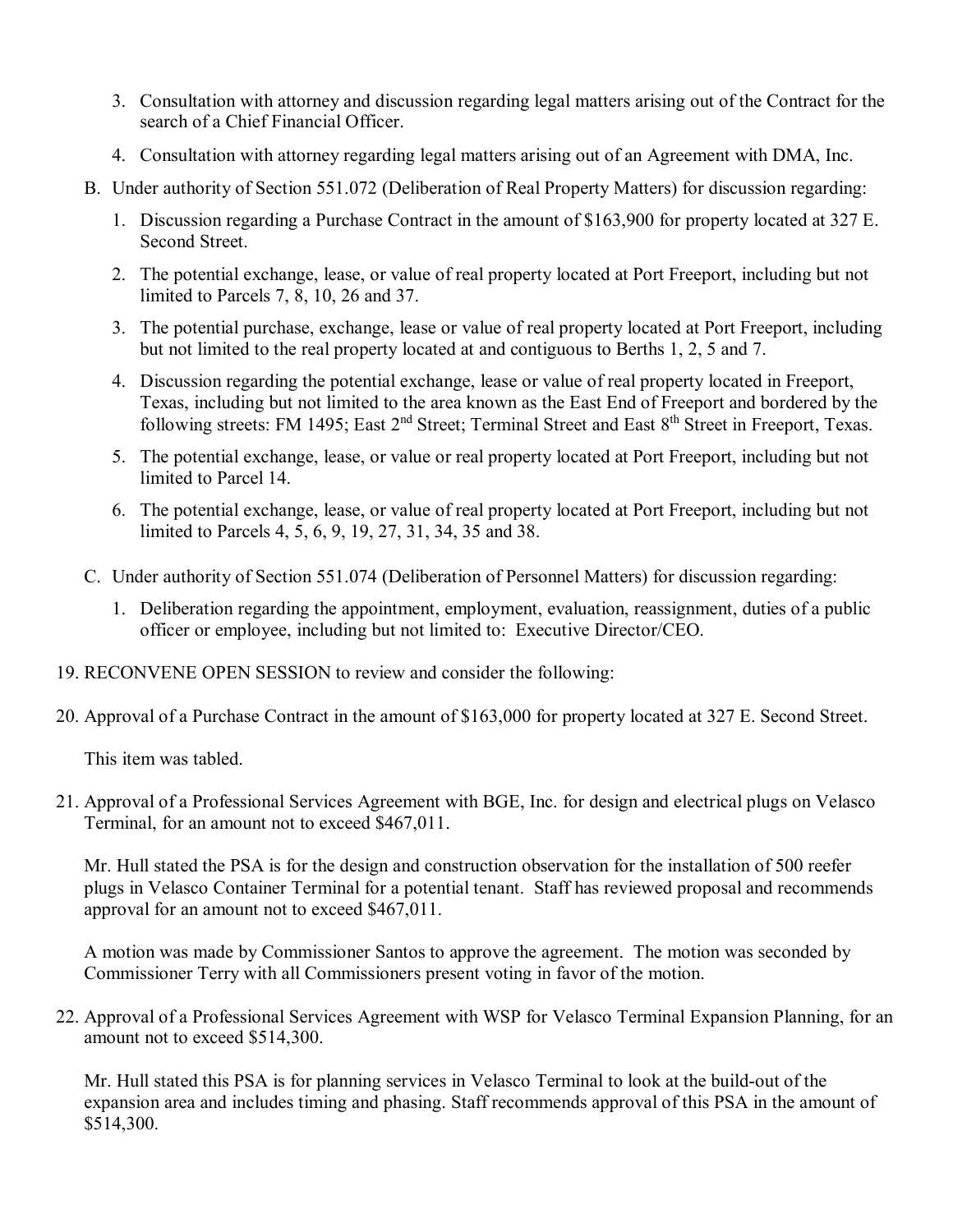3. Consultation with attorney and discussion regarding legal matters arising out of the Contract for the search of a Chief Financial Officer.

4. Consultation with attorney regarding legal matters arising out of an Agreement with DMA, Inc.

B. Under authority of Section 551.072 (Deliberation of Real Property Matters) for discussion regarding:

1. Discussion regarding a Purchase Contract in the amount of $163,900 for property located at 327 E. Second Street.

2. The potential exchange, lease, or value of real property located at Port Freeport, including but not limited to Parcels 7, 8, 10, 26 and 37.

3. The potential purchase, exchange, lease or value of real property located at Port Freeport, including but not limited to the real property located at and contiguous to Berths 1, 2, 5 and 7.

4. Discussion regarding the potential exchange, lease or value of real property located in Freeport, Texas, including but not limited to the area known as the East End of Freeport and bordered by the following streets: FM 1495; East 2nd Street; Terminal Street and East 8th Street in Freeport, Texas.

5. The potential exchange, lease, or value or real property located at Port Freeport, including but not limited to Parcel 14.

6. The potential exchange, lease, or value of real property located at Port Freeport, including but not limited to Parcels 4, 5, 6, 9, 19, 27, 31, 34, 35 and 38.

C. Under authority of Section 551.074 (Deliberation of Personnel Matters) for discussion regarding:

1. Deliberation regarding the appointment, employment, evaluation, reassignment, duties of a public officer or employee, including but not limited to: Executive Director/CEO.

19. RECONVENE OPEN SESSION to review and consider the following:

20. Approval of a Purchase Contract in the amount of $163,000 for property located at 327 E. Second Street.

    This item was tabled.

21. Approval of a Professional Services Agreement with BGE, Inc. for design and electrical plugs on Velasco Terminal, for an amount not to exceed $467,011.

    Mr. Hull stated the PSA is for the design and construction observation for the installation of 500 reefer plugs in Velasco Container Terminal for a potential tenant. Staff has reviewed proposal and recommends approval for an amount not to exceed $467,011.

    A motion was made by Commissioner Santos to approve the agreement. The motion was seconded by Commissioner Terry with all Commissioners present voting in favor of the motion.

22. Approval of a Professional Services Agreement with WSP for Velasco Terminal Expansion Planning, for an amount not to exceed $514,300.

    Mr. Hull stated this PSA is for planning services in Velasco Terminal to look at the build-out of the expansion area and includes timing and phasing. Staff recommends approval of this PSA in the amount of $514,300.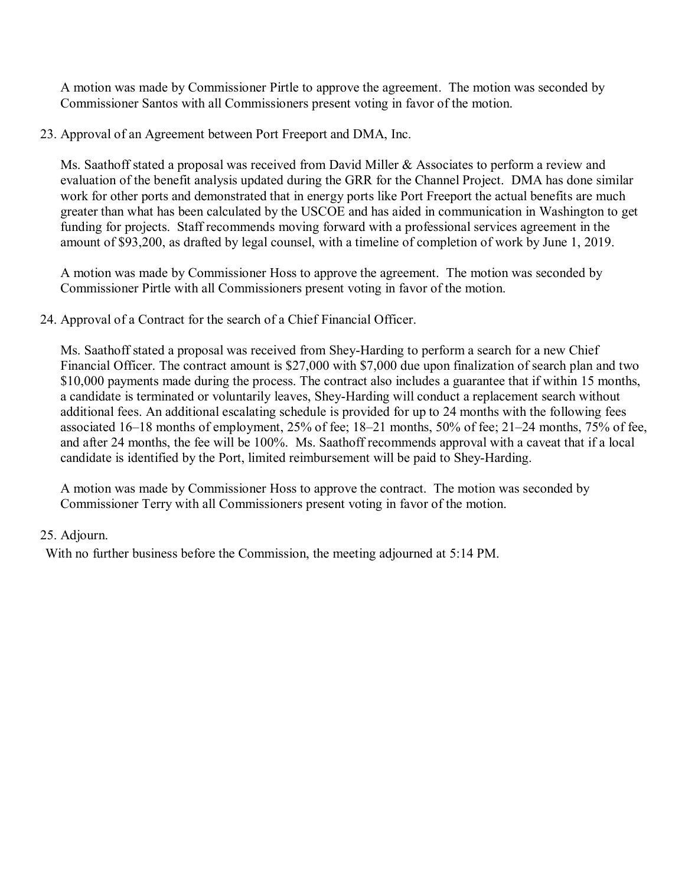A motion was made by Commissioner Pirtle to approve the agreement. The motion was seconded by Commissioner Santos with all Commissioners present voting in favor of the motion.

23. Approval of an Agreement between Port Freeport and DMA, Inc.

    Ms. Saathoff stated a proposal was received from David Miller & Associates to perform a review and evaluation of the benefit analysis updated during the GRR for the Channel Project. DMA has done similar work for other ports and demonstrated that in energy ports like Port Freeport the actual benefits are much greater than what has been calculated by the USCOE and has aided in communication in Washington to get funding for projects. Staff recommends moving forward with a professional services agreement in the amount of $93,200, as drafted by legal counsel, with a timeline of completion of work by June 1, 2019.

    A motion was made by Commissioner Hoss to approve the agreement. The motion was seconded by Commissioner Pirtle with all Commissioners present voting in favor of the motion.

24. Approval of a Contract for the search of a Chief Financial Officer.

    Ms. Saathoff stated a proposal was received from Shey-Harding to perform a search for a new Chief Financial Officer. The contract amount is $27,000 with $7,000 due upon finalization of search plan and two $10,000 payments made during the process. The contract also includes a guarantee that if within 15 months, a candidate is terminated or voluntarily leaves, Shey-Harding will conduct a replacement search without additional fees. An additional escalating schedule is provided for up to 24 months with the following fees associated 16–18 months of employment, 25% of fee; 18–21 months, 50% of fee; 21–24 months, 75% of fee, and after 24 months, the fee will be 100%. Ms. Saathoff recommends approval with a caveat that if a local candidate is identified by the Port, limited reimbursement will be paid to Shey-Harding.

    A motion was made by Commissioner Hoss to approve the contract. The motion was seconded by Commissioner Terry with all Commissioners present voting in favor of the motion.

25. Adjourn.

With no further business before the Commission, the meeting adjourned at 5:14 PM.